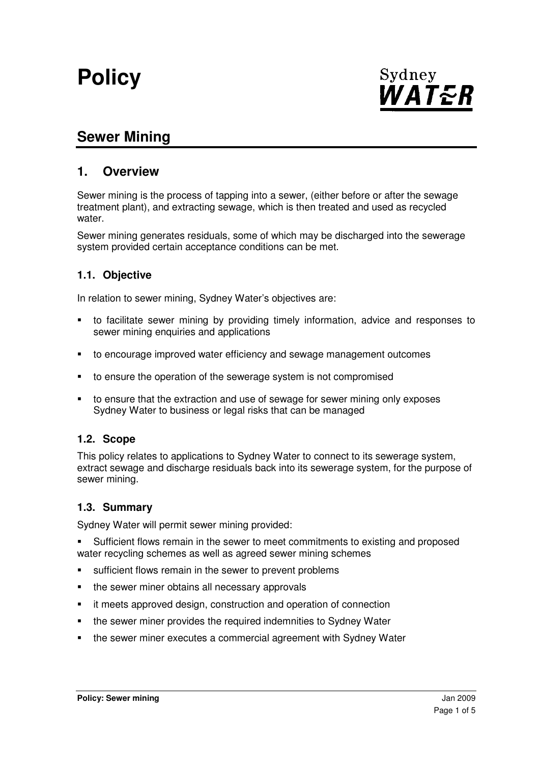# Policy

Sydney WATER

## Sewer Mining

## 1. Overview

Sewer mining is the process of tapping into a sewer, (either before or after the sewage treatment plant), and extracting sewage, which is then treated and used as recycled water.

Sewer mining generates residuals, some of which may be discharged into the sewerage system provided certain acceptance conditions can be met.

### 1.1. Objective

In relation to sewer mining, Sydney Water's objectives are:

- to facilitate sewer mining by providing timely information, advice and responses to sewer mining enquiries and applications
- to encourage improved water efficiency and sewage management outcomes
- to ensure the operation of the sewerage system is not compromised
- to ensure that the extraction and use of sewage for sewer mining only exposes Sydney Water to business or legal risks that can be managed

### 1.2. Scope

This policy relates to applications to Sydney Water to connect to its sewerage system, extract sewage and discharge residuals back into its sewerage system, for the purpose of sewer mining.

### 1.3. Summary

Sydney Water will permit sewer mining provided:

- Sufficient flows remain in the sewer to meet commitments to existing and proposed water recycling schemes as well as agreed sewer mining schemes
- sufficient flows remain in the sewer to prevent problems
- the sewer miner obtains all necessary approvals
- it meets approved design, construction and operation of connection
- the sewer miner provides the required indemnities to Sydney Water
- the sewer miner executes a commercial agreement with Sydney Water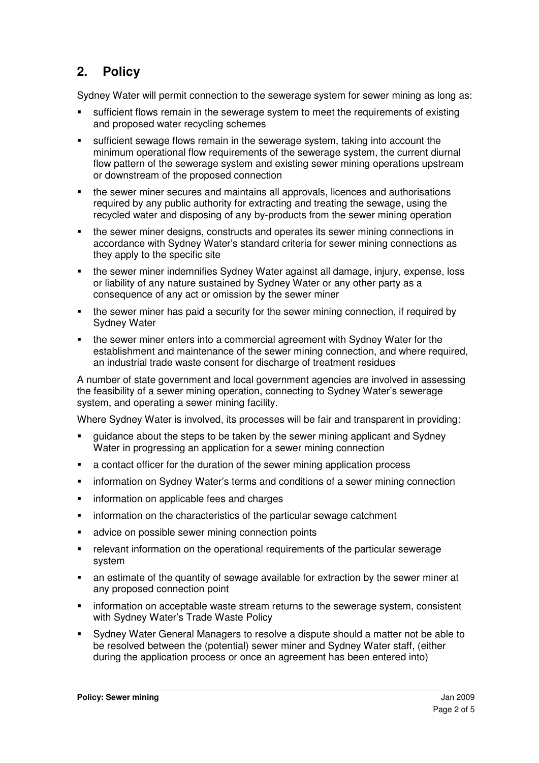## 2. Policy

Sydney Water will permit connection to the sewerage system for sewer mining as long as:

- sufficient flows remain in the sewerage system to meet the requirements of existing and proposed water recycling schemes
- sufficient sewage flows remain in the sewerage system, taking into account the minimum operational flow requirements of the sewerage system, the current diurnal flow pattern of the sewerage system and existing sewer mining operations upstream or downstream of the proposed connection
- the sewer miner secures and maintains all approvals, licences and authorisations required by any public authority for extracting and treating the sewage, using the recycled water and disposing of any by-products from the sewer mining operation
- the sewer miner designs, constructs and operates its sewer mining connections in accordance with Sydney Water's standard criteria for sewer mining connections as they apply to the specific site
- the sewer miner indemnifies Sydney Water against all damage, injury, expense, loss or liability of any nature sustained by Sydney Water or any other party as a consequence of any act or omission by the sewer miner
- the sewer miner has paid a security for the sewer mining connection, if required by Sydney Water
- the sewer miner enters into a commercial agreement with Sydney Water for the establishment and maintenance of the sewer mining connection, and where required, an industrial trade waste consent for discharge of treatment residues

A number of state government and local government agencies are involved in assessing the feasibility of a sewer mining operation, connecting to Sydney Water's sewerage system, and operating a sewer mining facility.

Where Sydney Water is involved, its processes will be fair and transparent in providing:

- guidance about the steps to be taken by the sewer mining applicant and Sydney Water in progressing an application for a sewer mining connection
- a contact officer for the duration of the sewer mining application process
- information on Sydney Water's terms and conditions of a sewer mining connection
- information on applicable fees and charges
- information on the characteristics of the particular sewage catchment
- advice on possible sewer mining connection points
- relevant information on the operational requirements of the particular sewerage system
- an estimate of the quantity of sewage available for extraction by the sewer miner at any proposed connection point
- information on acceptable waste stream returns to the sewerage system, consistent with Sydney Water's Trade Waste Policy
- Sydney Water General Managers to resolve a dispute should a matter not be able to be resolved between the (potential) sewer miner and Sydney Water staff, (either during the application process or once an agreement has been entered into)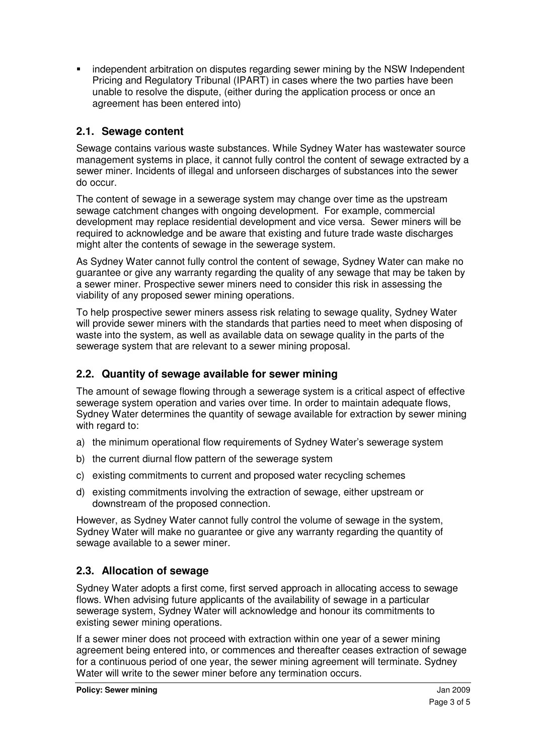- independent arbitration on disputes regarding sewer mining by the NSW Independent Pricing and Regulatory Tribunal (IPART) in cases where the two parties have been unable to resolve the dispute, (either during the application process or once an agreement has been entered into)

## 2.1. Sewage content

Sewage contains various waste substances. While Sydney Water has wastewater source management systems in place, it cannot fully control the content of sewage extracted by a sewer miner. Incidents of illegal and unforseen discharges of substances into the sewer do occur.

The content of sewage in a sewerage system may change over time as the upstream sewage catchment changes with ongoing development. For example, commercial development may replace residential development and vice versa. Sewer miners will be required to acknowledge and be aware that existing and future trade waste discharges might alter the contents of sewage in the sewerage system.

As Sydney Water cannot fully control the content of sewage, Sydney Water can make no guarantee or give any warranty regarding the quality of any sewage that may be taken by a sewer miner. Prospective sewer miners need to consider this risk in assessing the viability of any proposed sewer mining operations.

To help prospective sewer miners assess risk relating to sewage quality, Sydney Water will provide sewer miners with the standards that parties need to meet when disposing of waste into the system, as well as available data on sewage quality in the parts of the sewerage system that are relevant to a sewer mining proposal.

## 2.2. Quantity of sewage available for sewer mining

The amount of sewage flowing through a sewerage system is a critical aspect of effective sewerage system operation and varies over time. In order to maintain adequate flows, Sydney Water determines the quantity of sewage available for extraction by sewer mining with regard to:

a) the minimum operational flow requirements of Sydney Water's sewerage system

b) the current diurnal flow pattern of the sewerage system

c) existing commitments to current and proposed water recycling schemes

d) existing commitments involving the extraction of sewage, either upstream or downstream of the proposed connection.

However, as Sydney Water cannot fully control the volume of sewage in the system, Sydney Water will make no guarantee or give any warranty regarding the quantity of sewage available to a sewer miner.

## 2.3. Allocation of sewage

Sydney Water adopts a first come, first served approach in allocating access to sewage flows. When advising future applicants of the availability of sewage in a particular sewerage system, Sydney Water will acknowledge and honour its commitments to existing sewer mining operations.

If a sewer miner does not proceed with extraction within one year of a sewer mining agreement being entered into, or commences and thereafter ceases extraction of sewage for a continuous period of one year, the sewer mining agreement will terminate. Sydney Water will write to the sewer miner before any termination occurs.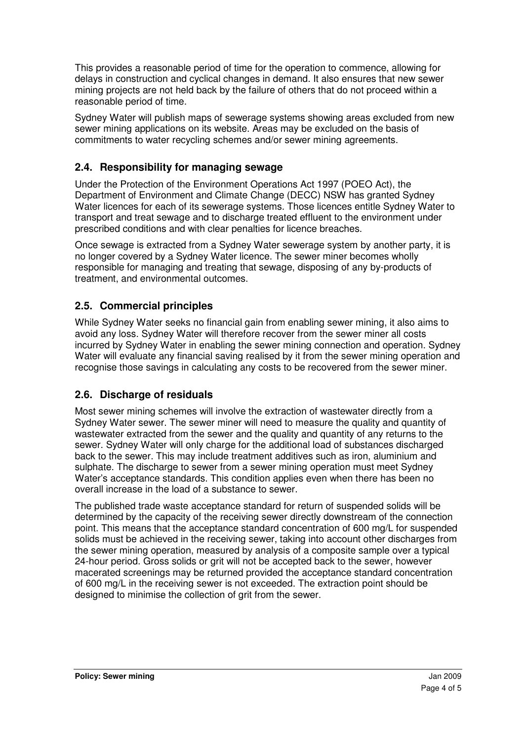This provides a reasonable period of time for the operation to commence, allowing for delays in construction and cyclical changes in demand. It also ensures that new sewer mining projects are not held back by the failure of others that do not proceed within a reasonable period of time.

Sydney Water will publish maps of sewerage systems showing areas excluded from new sewer mining applications on its website. Areas may be excluded on the basis of commitments to water recycling schemes and/or sewer mining agreements.

## 2.4. Responsibility for managing sewage

Under the Protection of the Environment Operations Act 1997 (POEO Act), the Department of Environment and Climate Change (DECC) NSW has granted Sydney Water licences for each of its sewerage systems. Those licences entitle Sydney Water to transport and treat sewage and to discharge treated effluent to the environment under prescribed conditions and with clear penalties for licence breaches.

Once sewage is extracted from a Sydney Water sewerage system by another party, it is no longer covered by a Sydney Water licence. The sewer miner becomes wholly responsible for managing and treating that sewage, disposing of any by-products of treatment, and environmental outcomes.

## 2.5. Commercial principles

While Sydney Water seeks no financial gain from enabling sewer mining, it also aims to avoid any loss. Sydney Water will therefore recover from the sewer miner all costs incurred by Sydney Water in enabling the sewer mining connection and operation. Sydney Water will evaluate any financial saving realised by it from the sewer mining operation and recognise those savings in calculating any costs to be recovered from the sewer miner.

## 2.6. Discharge of residuals

Most sewer mining schemes will involve the extraction of wastewater directly from a Sydney Water sewer. The sewer miner will need to measure the quality and quantity of wastewater extracted from the sewer and the quality and quantity of any returns to the sewer. Sydney Water will only charge for the additional load of substances discharged back to the sewer. This may include treatment additives such as iron, aluminium and sulphate. The discharge to sewer from a sewer mining operation must meet Sydney Water's acceptance standards. This condition applies even when there has been no overall increase in the load of a substance to sewer.

The published trade waste acceptance standard for return of suspended solids will be determined by the capacity of the receiving sewer directly downstream of the connection point. This means that the acceptance standard concentration of 600 mg/L for suspended solids must be achieved in the receiving sewer, taking into account other discharges from the sewer mining operation, measured by analysis of a composite sample over a typical 24-hour period. Gross solids or grit will not be accepted back to the sewer, however macerated screenings may be returned provided the acceptance standard concentration of 600 mg/L in the receiving sewer is not exceeded. The extraction point should be designed to minimise the collection of grit from the sewer.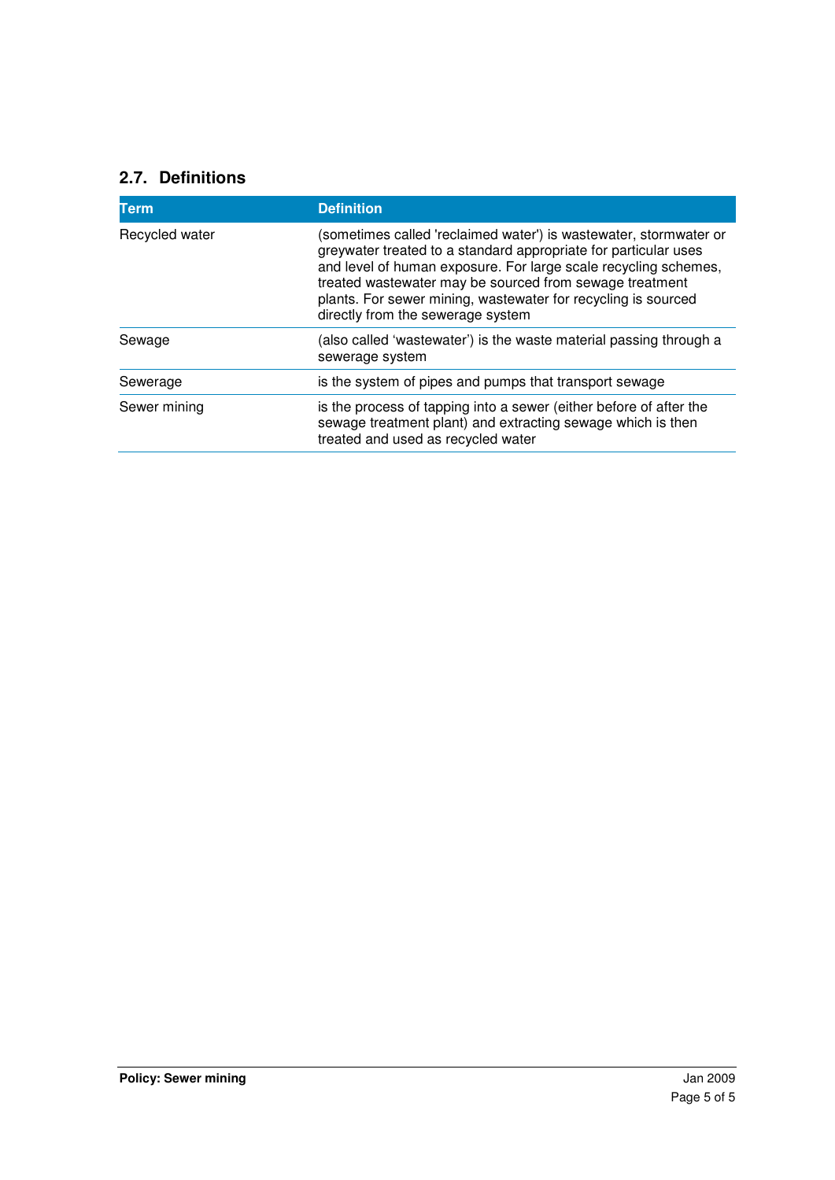## 2.7. Definitions

| Term | Definition |
|---|---|
| Recycled water | (sometimes called 'reclaimed water') is wastewater, stormwater or greywater treated to a standard appropriate for particular uses and level of human exposure. For large scale recycling schemes, treated wastewater may be sourced from sewage treatment plants. For sewer mining, wastewater for recycling is sourced directly from the sewerage system |
| Sewage | (also called ‘wastewater’) is the waste material passing through a sewerage system |
| Sewerage | is the system of pipes and pumps that transport sewage |
| Sewer mining | is the process of tapping into a sewer (either before of after the sewage treatment plant) and extracting sewage which is then treated and used as recycled water |